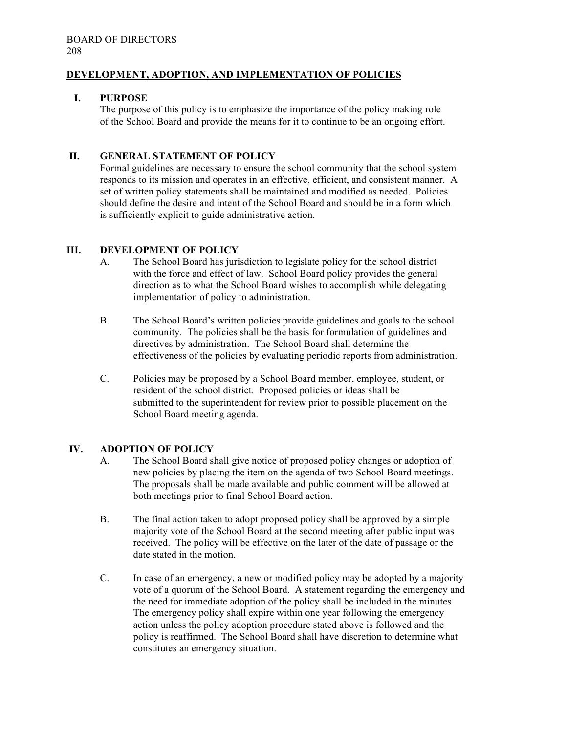BOARD OF DIRECTORS
208

## DEVELOPMENT, ADOPTION, AND IMPLEMENTATION OF POLICIES

### I. PURPOSE

The purpose of this policy is to emphasize the importance of the policy making role of the School Board and provide the means for it to continue to be an ongoing effort.

### II. GENERAL STATEMENT OF POLICY

Formal guidelines are necessary to ensure the school community that the school system responds to its mission and operates in an effective, efficient, and consistent manner. A set of written policy statements shall be maintained and modified as needed. Policies should define the desire and intent of the School Board and should be in a form which is sufficiently explicit to guide administrative action.

### III. DEVELOPMENT OF POLICY

A. The School Board has jurisdiction to legislate policy for the school district with the force and effect of law. School Board policy provides the general direction as to what the School Board wishes to accomplish while delegating implementation of policy to administration.

B. The School Board's written policies provide guidelines and goals to the school community. The policies shall be the basis for formulation of guidelines and directives by administration. The School Board shall determine the effectiveness of the policies by evaluating periodic reports from administration.

C. Policies may be proposed by a School Board member, employee, student, or resident of the school district. Proposed policies or ideas shall be submitted to the superintendent for review prior to possible placement on the School Board meeting agenda.

### IV. ADOPTION OF POLICY

A. The School Board shall give notice of proposed policy changes or adoption of new policies by placing the item on the agenda of two School Board meetings. The proposals shall be made available and public comment will be allowed at both meetings prior to final School Board action.

B. The final action taken to adopt proposed policy shall be approved by a simple majority vote of the School Board at the second meeting after public input was received. The policy will be effective on the later of the date of passage or the date stated in the motion.

C. In case of an emergency, a new or modified policy may be adopted by a majority vote of a quorum of the School Board. A statement regarding the emergency and the need for immediate adoption of the policy shall be included in the minutes. The emergency policy shall expire within one year following the emergency action unless the policy adoption procedure stated above is followed and the policy is reaffirmed. The School Board shall have discretion to determine what constitutes an emergency situation.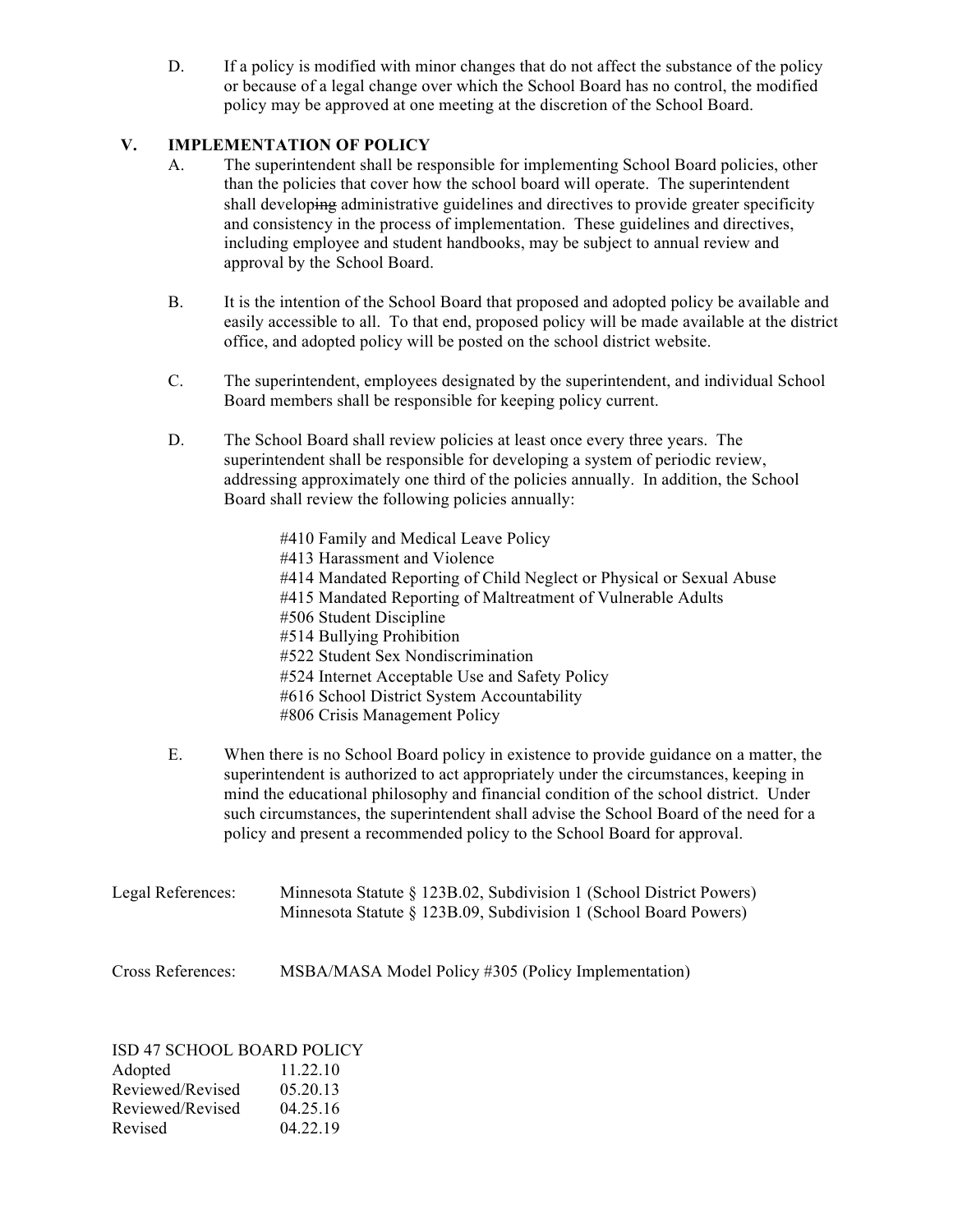D. If a policy is modified with minor changes that do not affect the substance of the policy or because of a legal change over which the School Board has no control, the modified policy may be approved at one meeting at the discretion of the School Board.

## V. IMPLEMENTATION OF POLICY

A. The superintendent shall be responsible for implementing School Board policies, other than the policies that cover how the school board will operate. The superintendent shall develop~~ing~~ administrative guidelines and directives to provide greater specificity and consistency in the process of implementation. These guidelines and directives, including employee and student handbooks, may be subject to annual review and approval by the School Board.

B. It is the intention of the School Board that proposed and adopted policy be available and easily accessible to all. To that end, proposed policy will be made available at the district office, and adopted policy will be posted on the school district website.

C. The superintendent, employees designated by the superintendent, and individual School Board members shall be responsible for keeping policy current.

D. The School Board shall review policies at least once every three years. The superintendent shall be responsible for developing a system of periodic review, addressing approximately one third of the policies annually. In addition, the School Board shall review the following policies annually:

#410 Family and Medical Leave Policy
#413 Harassment and Violence
#414 Mandated Reporting of Child Neglect or Physical or Sexual Abuse
#415 Mandated Reporting of Maltreatment of Vulnerable Adults
#506 Student Discipline
#514 Bullying Prohibition
#522 Student Sex Nondiscrimination
#524 Internet Acceptable Use and Safety Policy
#616 School District System Accountability
#806 Crisis Management Policy

E. When there is no School Board policy in existence to provide guidance on a matter, the superintendent is authorized to act appropriately under the circumstances, keeping in mind the educational philosophy and financial condition of the school district. Under such circumstances, the superintendent shall advise the School Board of the need for a policy and present a recommended policy to the School Board for approval.

Legal References: Minnesota Statute § 123B.02, Subdivision 1 (School District Powers)
Minnesota Statute § 123B.09, Subdivision 1 (School Board Powers)

Cross References: MSBA/MASA Model Policy #305 (Policy Implementation)

ISD 47 SCHOOL BOARD POLICY

| | |
|---|---|
| Adopted | 11.22.10 |
| Reviewed/Revised | 05.20.13 |
| Reviewed/Revised | 04.25.16 |
| Revised | 04.22.19 |